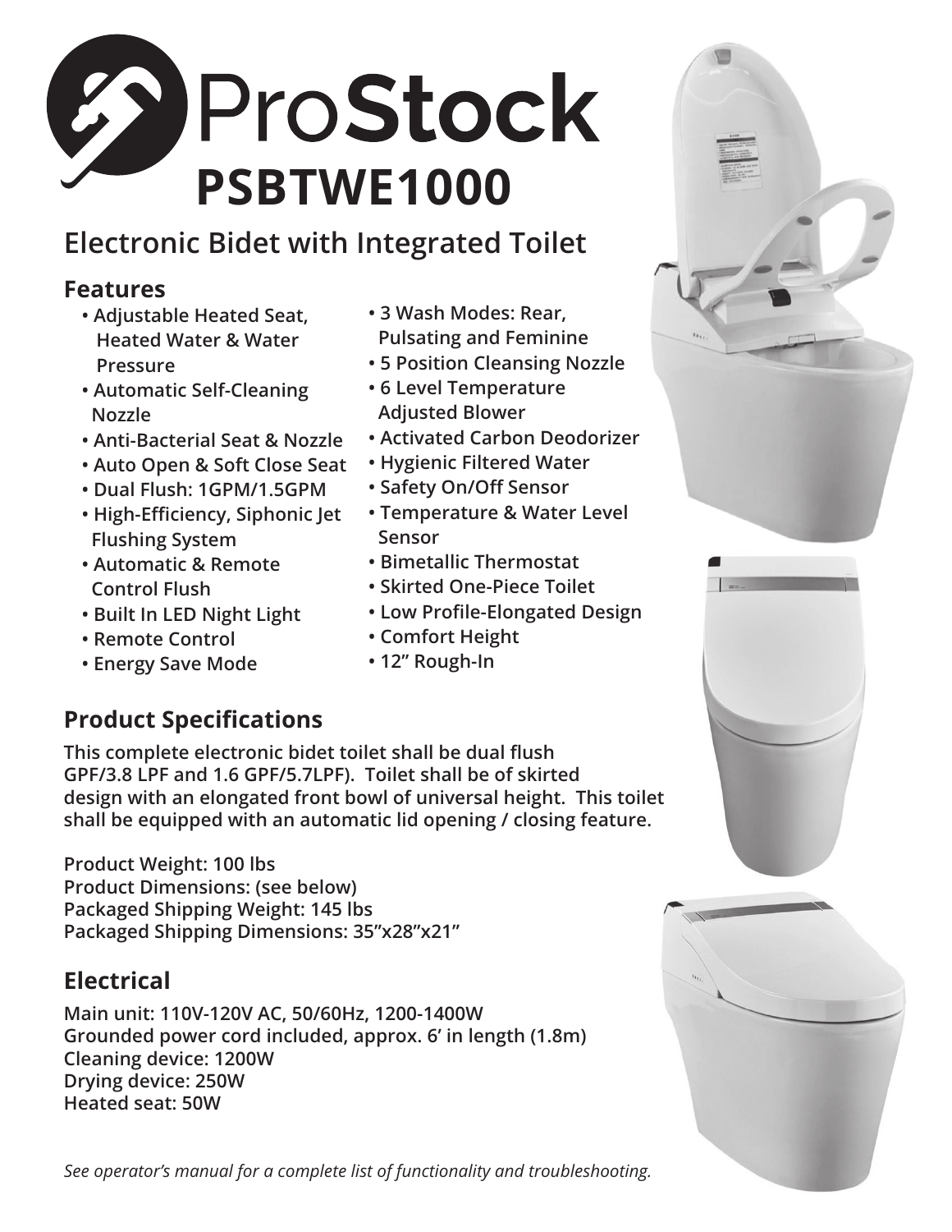# ProStock

## PSBTWE1000

## Electronic Bidet with Integrated Toilet

### Features

- Adjustable Heated Seat, Heated Water & Water Pressure
- Automatic Self-Cleaning Nozzle
- Anti-Bacterial Seat & Nozzle
- Auto Open & Soft Close Seat
- Dual Flush: 1GPM/1.5GPM
- High-Efficiency, Siphonic Jet Flushing System
- Automatic & Remote Control Flush
- Built In LED Night Light
- Remote Control
- Energy Save Mode
- 3 Wash Modes: Rear, Pulsating and Feminine
- 5 Position Cleansing Nozzle
- 6 Level Temperature Adjusted Blower
- Activated Carbon Deodorizer
- Hygienic Filtered Water
- Safety On/Off Sensor
- Temperature & Water Level Sensor
- Bimetallic Thermostat
- Skirted One-Piece Toilet
- Low Profile-Elongated Design
- Comfort Height
- 12" Rough-In

### Product Specifications

**This complete electronic bidet toilet shall be dual flush GPF/3.8 LPF and 1.6 GPF/5.7LPF). Toilet shall be of skirted design with an elongated front bowl of universal height. This toilet shall be equipped with an automatic lid opening / closing feature.**

**Product Weight: 100 lbs**
**Product Dimensions: (see below)**
**Packaged Shipping Weight: 145 lbs**
**Packaged Shipping Dimensions: 35"x28"x21"**

### Electrical

**Main unit: 110V-120V AC, 50/60Hz, 1200-1400W**
**Grounded power cord included, approx. 6' in length (1.8m)**
**Cleaning device: 1200W**
**Drying device: 250W**
**Heated seat: 50W**

*See operator's manual for a complete list of functionality and troubleshooting.*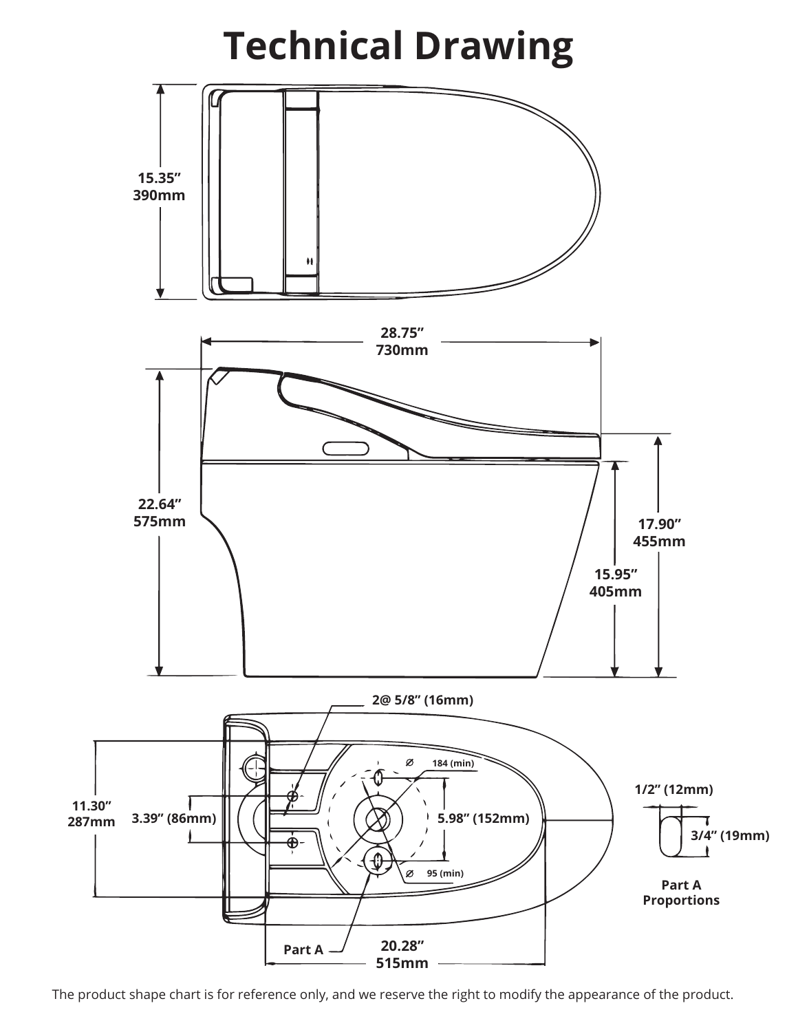# Technical Drawing

15.35”
390mm

28.75”
730mm

22.64”
575mm

17.90”
455mm

15.95”
405mm

2@ 5/8” (16mm)

⌀ 184 (min)

11.30”
287mm

3.39” (86mm)

5.98” (152mm)

⌀ 95 (min)

1/2” (12mm)

3/4” (19mm)

Part A
Proportions

Part A

20.28”
515mm

The product shape chart is for reference only, and we reserve the right to modify the appearance of the product.